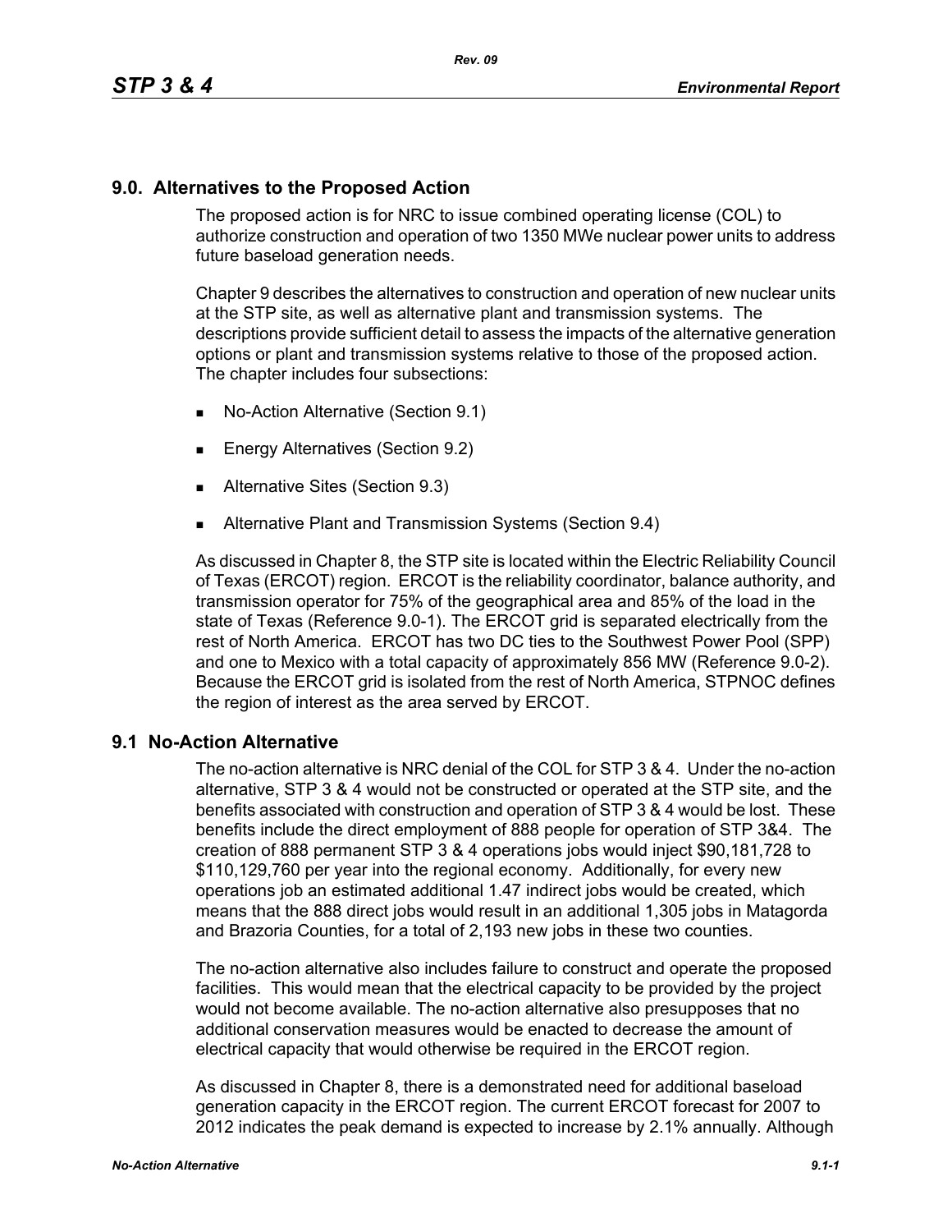# 9.0. Alternatives to the Proposed Action

The proposed action is for NRC to issue combined operating license (COL) to authorize construction and operation of two 1350 MWe nuclear power units to address future baseload generation needs.

Chapter 9 describes the alternatives to construction and operation of new nuclear units at the STP site, as well as alternative plant and transmission systems. The descriptions provide sufficient detail to assess the impacts of the alternative generation options or plant and transmission systems relative to those of the proposed action. The chapter includes four subsections:

- No-Action Alternative (Section 9.1)
- Energy Alternatives (Section 9.2)
- Alternative Sites (Section 9.3)
- Alternative Plant and Transmission Systems (Section 9.4)

As discussed in Chapter 8, the STP site is located within the Electric Reliability Council of Texas (ERCOT) region. ERCOT is the reliability coordinator, balance authority, and transmission operator for 75% of the geographical area and 85% of the load in the state of Texas (Reference 9.0-1). The ERCOT grid is separated electrically from the rest of North America. ERCOT has two DC ties to the Southwest Power Pool (SPP) and one to Mexico with a total capacity of approximately 856 MW (Reference 9.0-2). Because the ERCOT grid is isolated from the rest of North America, STPNOC defines the region of interest as the area served by ERCOT.

## 9.1 No-Action Alternative

The no-action alternative is NRC denial of the COL for STP 3 & 4. Under the no-action alternative, STP 3 & 4 would not be constructed or operated at the STP site, and the benefits associated with construction and operation of STP 3 & 4 would be lost. These benefits include the direct employment of 888 people for operation of STP 3&4. The creation of 888 permanent STP 3 & 4 operations jobs would inject $90,181,728 to $110,129,760 per year into the regional economy. Additionally, for every new operations job an estimated additional 1.47 indirect jobs would be created, which means that the 888 direct jobs would result in an additional 1,305 jobs in Matagorda and Brazoria Counties, for a total of 2,193 new jobs in these two counties.

The no-action alternative also includes failure to construct and operate the proposed facilities. This would mean that the electrical capacity to be provided by the project would not become available. The no-action alternative also presupposes that no additional conservation measures would be enacted to decrease the amount of electrical capacity that would otherwise be required in the ERCOT region.

As discussed in Chapter 8, there is a demonstrated need for additional baseload generation capacity in the ERCOT region. The current ERCOT forecast for 2007 to 2012 indicates the peak demand is expected to increase by 2.1% annually. Although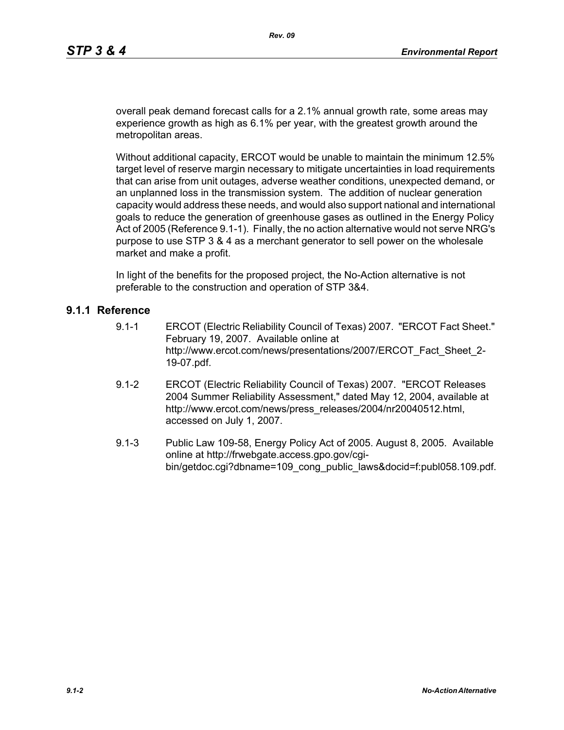overall peak demand forecast calls for a 2.1% annual growth rate, some areas may experience growth as high as 6.1% per year, with the greatest growth around the metropolitan areas.

Without additional capacity, ERCOT would be unable to maintain the minimum 12.5% target level of reserve margin necessary to mitigate uncertainties in load requirements that can arise from unit outages, adverse weather conditions, unexpected demand, or an unplanned loss in the transmission system. The addition of nuclear generation capacity would address these needs, and would also support national and international goals to reduce the generation of greenhouse gases as outlined in the Energy Policy Act of 2005 (Reference 9.1-1). Finally, the no action alternative would not serve NRG's purpose to use STP 3 & 4 as a merchant generator to sell power on the wholesale market and make a profit.

In light of the benefits for the proposed project, the No-Action alternative is not preferable to the construction and operation of STP 3&4.

## 9.1.1 Reference

9.1-1 ERCOT (Electric Reliability Council of Texas) 2007. "ERCOT Fact Sheet." February 19, 2007. Available online at http://www.ercot.com/news/presentations/2007/ERCOT_Fact_Sheet_2-19-07.pdf.

9.1-2 ERCOT (Electric Reliability Council of Texas) 2007. "ERCOT Releases 2004 Summer Reliability Assessment," dated May 12, 2004, available at http://www.ercot.com/news/press_releases/2004/nr20040512.html, accessed on July 1, 2007.

9.1-3 Public Law 109-58, Energy Policy Act of 2005. August 8, 2005. Available online at http://frwebgate.access.gpo.gov/cgi-bin/getdoc.cgi?dbname=109_cong_public_laws&docid=f:publ058.109.pdf.